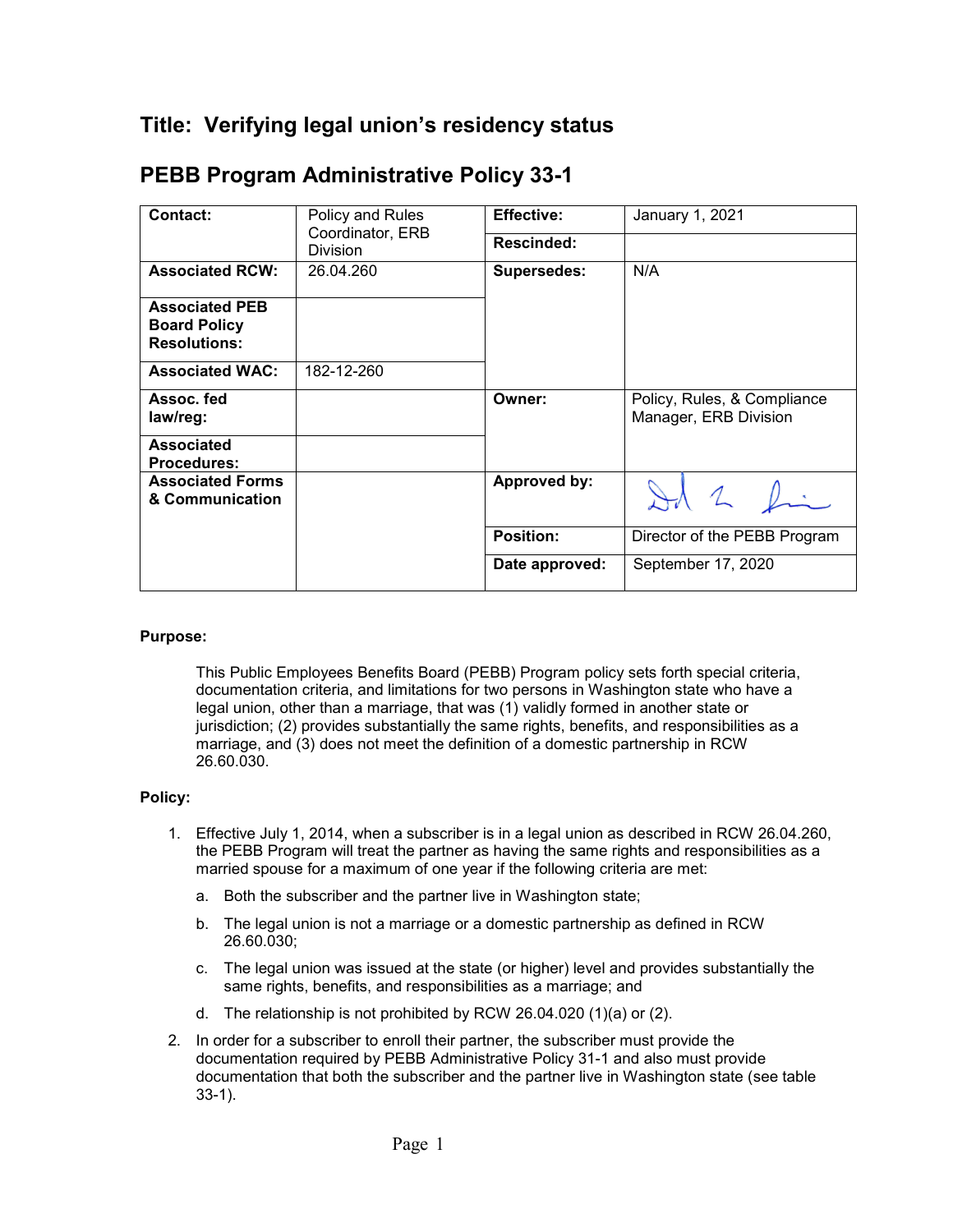# Title: Verifying legal union's residency status

## PEBB Program Administrative Policy 33-1

| Contact: | Policy and Rules Coordinator, ERB Division | Effective: | January 1, 2021 |
|---|---|---|---|
| | | Rescinded: | |
| Associated RCW: | 26.04.260 | Supersedes: | N/A |
| Associated PEB Board Policy Resolutions: | | | |
| Associated WAC: | 182-12-260 | | |
| Assoc. fed law/reg: | | Owner: | Policy, Rules, & Compliance Manager, ERB Division |
| Associated Procedures: | | | |
| Associated Forms & Communication | | Approved by: | [signature] |
| | | Position: | Director of the PEBB Program |
| | | Date approved: | September 17, 2020 |

**Purpose:**

This Public Employees Benefits Board (PEBB) Program policy sets forth special criteria, documentation criteria, and limitations for two persons in Washington state who have a legal union, other than a marriage, that was (1) validly formed in another state or jurisdiction; (2) provides substantially the same rights, benefits, and responsibilities as a marriage, and (3) does not meet the definition of a domestic partnership in RCW 26.60.030.

**Policy:**

1. Effective July 1, 2014, when a subscriber is in a legal union as described in RCW 26.04.260, the PEBB Program will treat the partner as having the same rights and responsibilities as a married spouse for a maximum of one year if the following criteria are met:
   a. Both the subscriber and the partner live in Washington state;
   b. The legal union is not a marriage or a domestic partnership as defined in RCW 26.60.030;
   c. The legal union was issued at the state (or higher) level and provides substantially the same rights, benefits, and responsibilities as a marriage; and
   d. The relationship is not prohibited by RCW 26.04.020 (1)(a) or (2).
2. In order for a subscriber to enroll their partner, the subscriber must provide the documentation required by PEBB Administrative Policy 31-1 and also must provide documentation that both the subscriber and the partner live in Washington state (see table 33-1).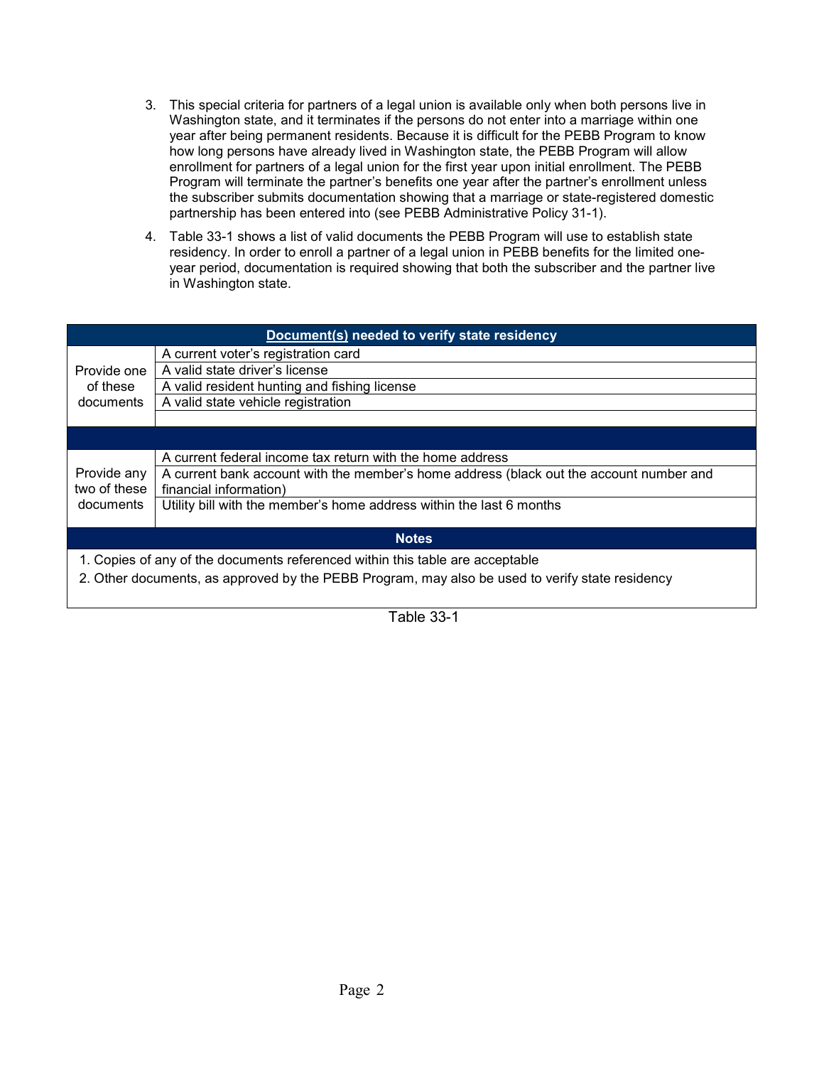3. This special criteria for partners of a legal union is available only when both persons live in Washington state, and it terminates if the persons do not enter into a marriage within one year after being permanent residents. Because it is difficult for the PEBB Program to know how long persons have already lived in Washington state, the PEBB Program will allow enrollment for partners of a legal union for the first year upon initial enrollment. The PEBB Program will terminate the partner's benefits one year after the partner's enrollment unless the subscriber submits documentation showing that a marriage or state-registered domestic partnership has been entered into (see PEBB Administrative Policy 31-1).

4. Table 33-1 shows a list of valid documents the PEBB Program will use to establish state residency. In order to enroll a partner of a legal union in PEBB benefits for the limited one-year period, documentation is required showing that both the subscriber and the partner live in Washington state.

| Document(s) needed to verify state residency | |
|---|---|
| Provide one of these documents | A current voter's registration card |
| | A valid state driver's license |
| | A valid resident hunting and fishing license |
| | A valid state vehicle registration |
| | |
| Provide any two of these documents | A current federal income tax return with the home address |
| | A current bank account with the member's home address (black out the account number and financial information) |
| | Utility bill with the member's home address within the last 6 months |
| **Notes** | |
| 1. Copies of any of the documents referenced within this table are acceptable | |
| 2. Other documents, as approved by the PEBB Program, may also be used to verify state residency | |

Table 33-1